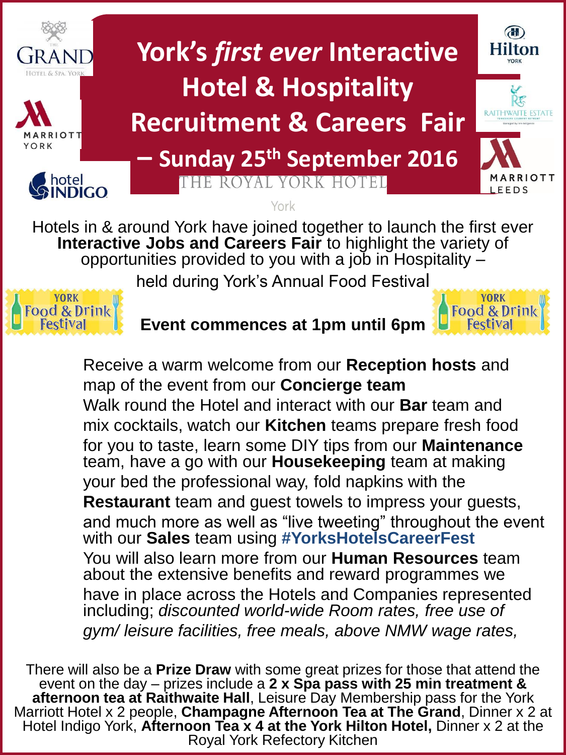# York's *first ever* Interactive Hotel & Hospitality Recruitment & Careers Fair – Sunday 25th September 2016

Hotels in & around York have joined together to launch the first ever **Interactive Jobs and Careers Fair** to highlight the variety of opportunities provided to you with a job in Hospitality – held during York's Annual Food Festival

**Event commences at 1pm until 6pm**

Receive a warm welcome from our **Reception hosts** and map of the event from our **Concierge team**

Walk round the Hotel and interact with our **Bar** team and mix cocktails, watch our **Kitchen** teams prepare fresh food for you to taste, learn some DIY tips from our **Maintenance** team, have a go with our **Housekeeping** team at making your bed the professional way, fold napkins with the **Restaurant** team and guest towels to impress your guests, and much more as well as "live tweeting" throughout the event with our **Sales** team using **#YorksHotelsCareerFest**

You will also learn more from our **Human Resources** team about the extensive benefits and reward programmes we have in place across the Hotels and Companies represented including; *discounted world-wide Room rates, free use of gym/ leisure facilities, free meals, above NMW wage rates,*

There will also be a **Prize Draw** with some great prizes for those that attend the event on the day – prizes include a **2 x Spa pass with 25 min treatment & afternoon tea at Raithwaite Hall**, Leisure Day Membership pass for the York Marriott Hotel x 2 people, **Champagne Afternoon Tea at The Grand**, Dinner x 2 at Hotel Indigo York, **Afternoon Tea x 4 at the York Hilton Hotel,** Dinner x 2 at the Royal York Refectory Kitchen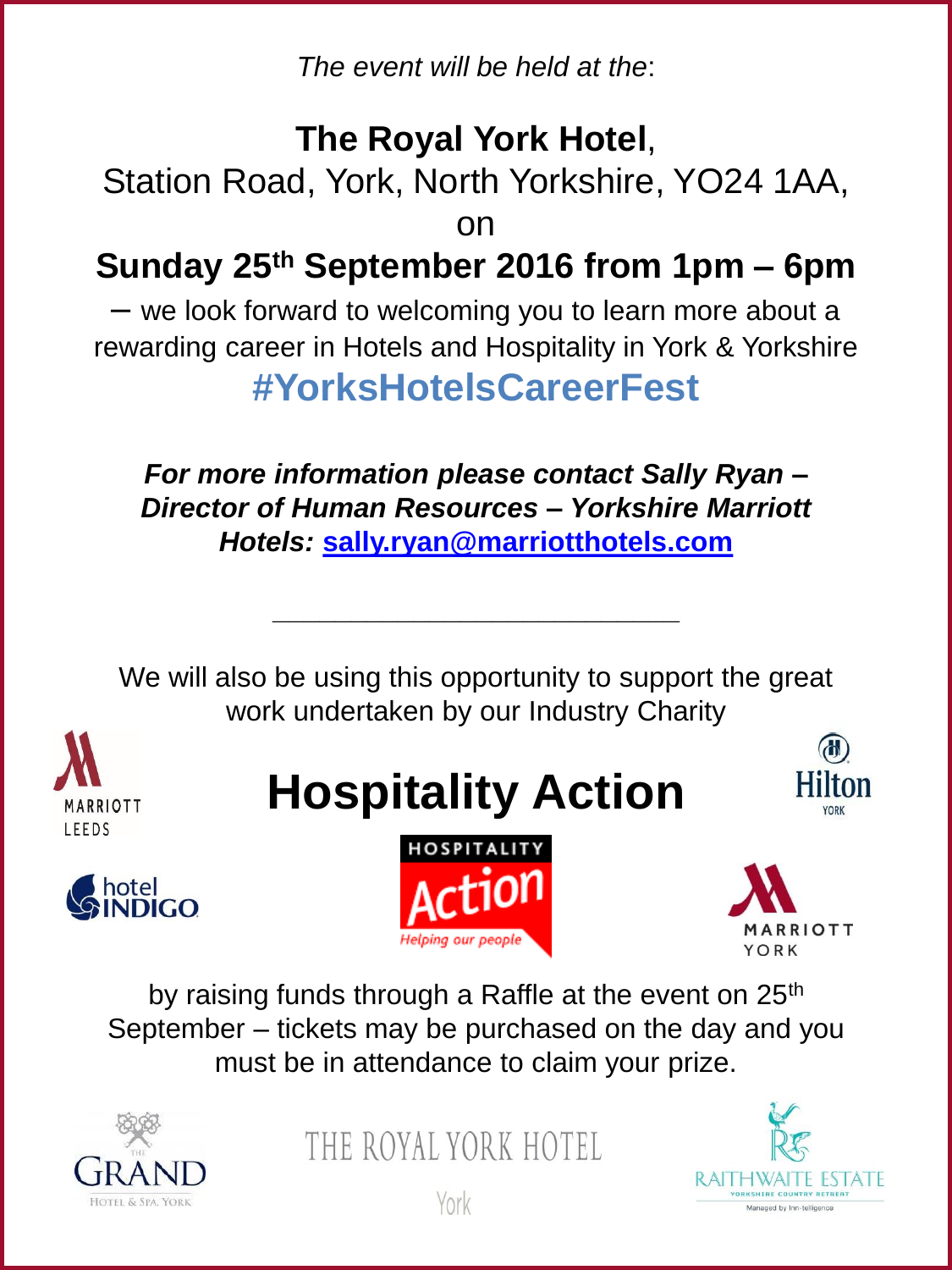*The event will be held at the*:

**The Royal York Hotel**,
Station Road, York, North Yorkshire, YO24 1AA,
on
**Sunday 25th September 2016 from 1pm – 6pm**
– we look forward to welcoming you to learn more about a rewarding career in Hotels and Hospitality in York & Yorkshire
**#YorksHotelsCareerFest**

***For more information please contact Sally Ryan – Director of Human Resources – Yorkshire Marriott Hotels: sally.ryan@marriotthotels.com***

---

We will also be using this opportunity to support the great work undertaken by our Industry Charity

MARRIOTT LEEDS

# Hospitality Action

Hilton YORK

hotel INDIGO

HOSPITALITY Action Helping our people

MARRIOTT YORK

by raising funds through a Raffle at the event on 25th September – tickets may be purchased on the day and you must be in attendance to claim your prize.

THE GRAND HOTEL & SPA, YORK

THE ROYAL YORK HOTEL York

RAITHWAITE ESTATE YORKSHIRE COUNTRY RETREAT Managed by Inn-telligence